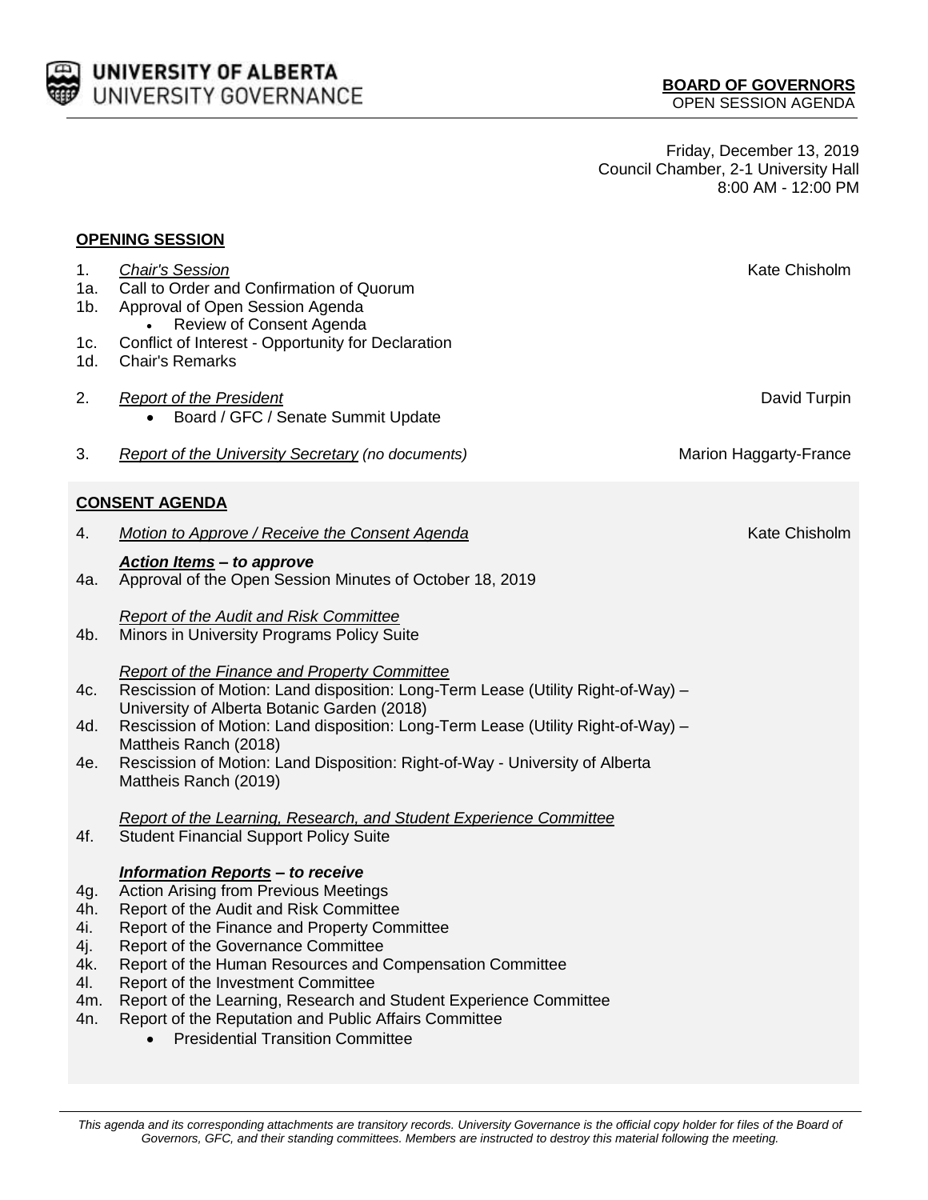**UNIVERSITY OF ALBERTA**
UNIVERSITY GOVERNANCE

**BOARD OF GOVERNORS**
OPEN SESSION AGENDA

Friday, December 13, 2019
Council Chamber, 2-1 University Hall
8:00 AM - 12:00 PM

## OPENING SESSION

1. *Chair's Session* — Kate Chisholm
1a. Call to Order and Confirmation of Quorum
1b. Approval of Open Session Agenda
  - Review of Consent Agenda
1c. Conflict of Interest - Opportunity for Declaration
1d. Chair's Remarks

2. *Report of the President* — David Turpin
  - Board / GFC / Senate Summit Update

3. *Report of the University Secretary (no documents)* — Marion Haggarty-France

## CONSENT AGENDA

4. *Motion to Approve / Receive the Consent Agenda* — Kate Chisholm

***Action Items – to approve***

4a. Approval of the Open Session Minutes of October 18, 2019

*Report of the Audit and Risk Committee*

4b. Minors in University Programs Policy Suite

*Report of the Finance and Property Committee*

4c. Rescission of Motion: Land disposition: Long-Term Lease (Utility Right-of-Way) – University of Alberta Botanic Garden (2018)
4d. Rescission of Motion: Land disposition: Long-Term Lease (Utility Right-of-Way) – Mattheis Ranch (2018)
4e. Rescission of Motion: Land Disposition: Right-of-Way - University of Alberta Mattheis Ranch (2019)

*Report of the Learning, Research, and Student Experience Committee*

4f. Student Financial Support Policy Suite

***Information Reports – to receive***

4g. Action Arising from Previous Meetings
4h. Report of the Audit and Risk Committee
4i. Report of the Finance and Property Committee
4j. Report of the Governance Committee
4k. Report of the Human Resources and Compensation Committee
4l. Report of the Investment Committee
4m. Report of the Learning, Research and Student Experience Committee
4n. Report of the Reputation and Public Affairs Committee
  - Presidential Transition Committee

*This agenda and its corresponding attachments are transitory records. University Governance is the official copy holder for files of the Board of Governors, GFC, and their standing committees. Members are instructed to destroy this material following the meeting.*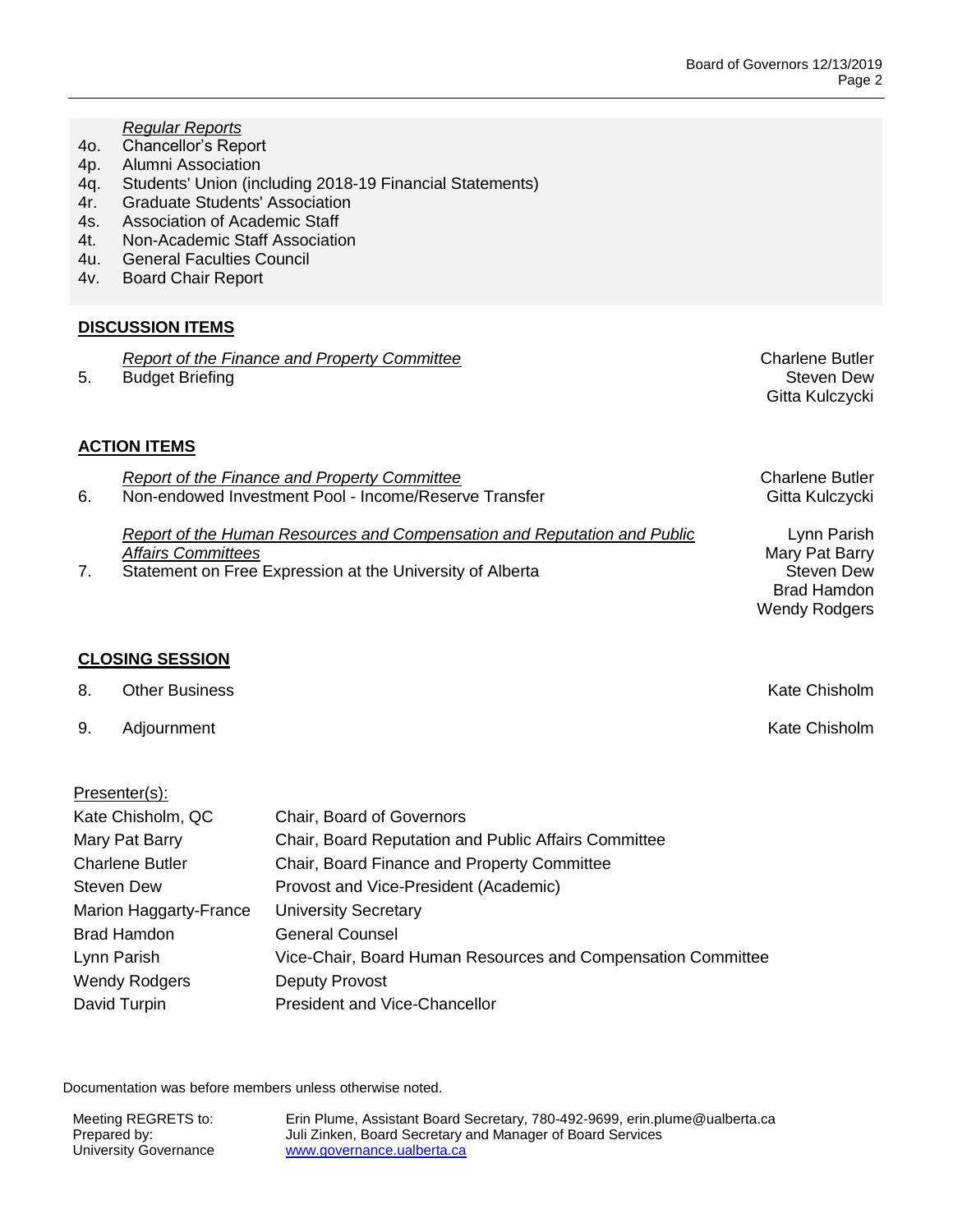*Regular Reports*

4o. Chancellor's Report
4p. Alumni Association
4q. Students' Union (including 2018-19 Financial Statements)
4r. Graduate Students' Association
4s. Association of Academic Staff
4t. Non-Academic Staff Association
4u. General Faculties Council
4v. Board Chair Report

**DISCUSSION ITEMS**

*Report of the Finance and Property Committee*

5. Budget Briefing — Charlene Butler, Steven Dew, Gitta Kulczycki

**ACTION ITEMS**

*Report of the Finance and Property Committee*

6. Non-endowed Investment Pool - Income/Reserve Transfer — Charlene Butler, Gitta Kulczycki

*Report of the Human Resources and Compensation and Reputation and Public Affairs Committees*

7. Statement on Free Expression at the University of Alberta — Lynn Parish, Mary Pat Barry, Steven Dew, Brad Hamdon, Wendy Rodgers

**CLOSING SESSION**

8. Other Business — Kate Chisholm

9. Adjournment — Kate Chisholm

Presenter(s):

| | |
|---|---|
| Kate Chisholm, QC | Chair, Board of Governors |
| Mary Pat Barry | Chair, Board Reputation and Public Affairs Committee |
| Charlene Butler | Chair, Board Finance and Property Committee |
| Steven Dew | Provost and Vice-President (Academic) |
| Marion Haggarty-France | University Secretary |
| Brad Hamdon | General Counsel |
| Lynn Parish | Vice-Chair, Board Human Resources and Compensation Committee |
| Wendy Rodgers | Deputy Provost |
| David Turpin | President and Vice-Chancellor |

Documentation was before members unless otherwise noted.

| | |
|---|---|
| Meeting REGRETS to: | Erin Plume, Assistant Board Secretary, 780-492-9699, erin.plume@ualberta.ca |
| Prepared by: | Juli Zinken, Board Secretary and Manager of Board Services |
| University Governance | www.governance.ualberta.ca |